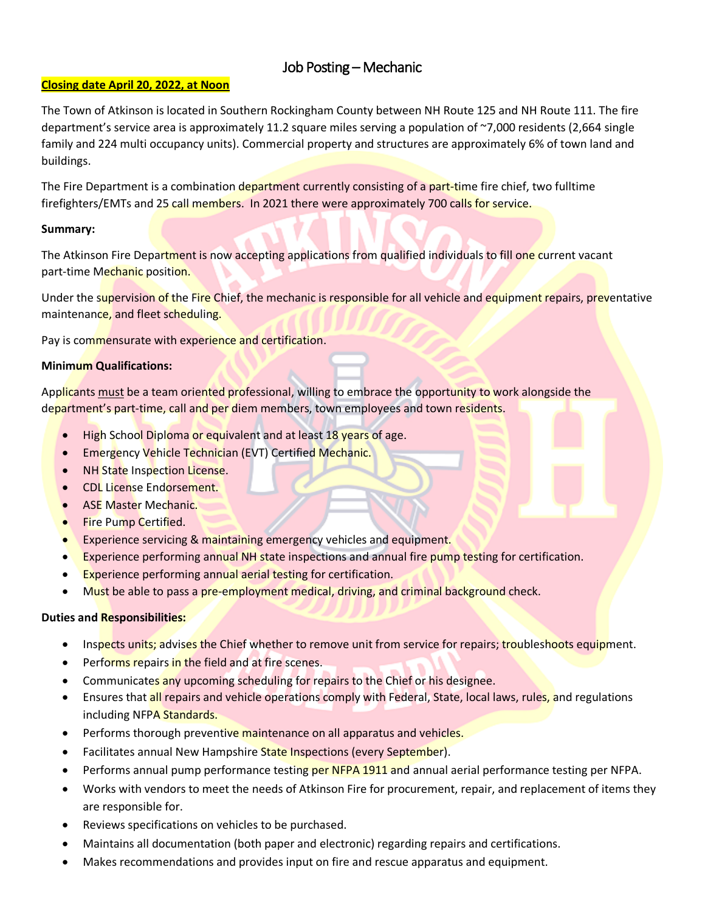# Job Posting – Mechanic

**Closing date April 20, 2022, at Noon**

The Town of Atkinson is located in Southern Rockingham County between NH Route 125 and NH Route 111. The fire department's service area is approximately 11.2 square miles serving a population of ~7,000 residents (2,664 single family and 224 multi occupancy units). Commercial property and structures are approximately 6% of town land and buildings.

The Fire Department is a combination department currently consisting of a part-time fire chief, two fulltime firefighters/EMTs and 25 call members. In 2021 there were approximately 700 calls for service.

**Summary:**

The Atkinson Fire Department is now accepting applications from qualified individuals to fill one current vacant part-time Mechanic position.

Under the supervision of the Fire Chief, the mechanic is responsible for all vehicle and equipment repairs, preventative maintenance, and fleet scheduling.

Pay is commensurate with experience and certification.

**Minimum Qualifications:**

Applicants must be a team oriented professional, willing to embrace the opportunity to work alongside the department's part-time, call and per diem members, town employees and town residents.

- High School Diploma or equivalent and at least 18 years of age.
- Emergency Vehicle Technician (EVT) Certified Mechanic.
- NH State Inspection License.
- CDL License Endorsement.
- ASE Master Mechanic.
- Fire Pump Certified.
- Experience servicing & maintaining emergency vehicles and equipment.
- Experience performing annual NH state inspections and annual fire pump testing for certification.
- Experience performing annual aerial testing for certification.
- Must be able to pass a pre-employment medical, driving, and criminal background check.

**Duties and Responsibilities:**

- Inspects units; advises the Chief whether to remove unit from service for repairs; troubleshoots equipment.
- Performs repairs in the field and at fire scenes.
- Communicates any upcoming scheduling for repairs to the Chief or his designee.
- Ensures that all repairs and vehicle operations comply with Federal, State, local laws, rules, and regulations including NFPA Standards.
- Performs thorough preventive maintenance on all apparatus and vehicles.
- Facilitates annual New Hampshire State Inspections (every September).
- Performs annual pump performance testing per NFPA 1911 and annual aerial performance testing per NFPA.
- Works with vendors to meet the needs of Atkinson Fire for procurement, repair, and replacement of items they are responsible for.
- Reviews specifications on vehicles to be purchased.
- Maintains all documentation (both paper and electronic) regarding repairs and certifications.
- Makes recommendations and provides input on fire and rescue apparatus and equipment.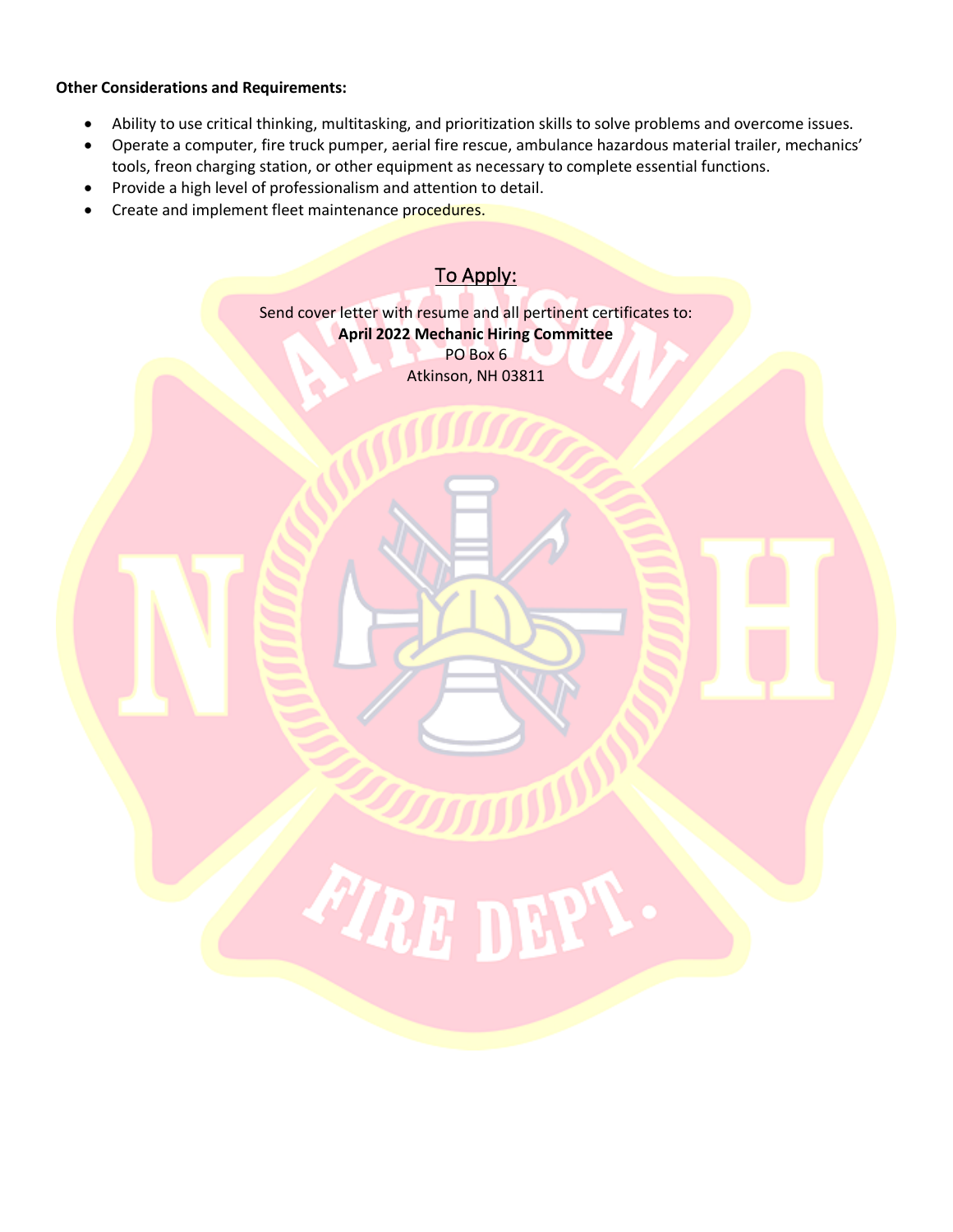**Other Considerations and Requirements:**

- Ability to use critical thinking, multitasking, and prioritization skills to solve problems and overcome issues.
- Operate a computer, fire truck pumper, aerial fire rescue, ambulance hazardous material trailer, mechanics' tools, freon charging station, or other equipment as necessary to complete essential functions.
- Provide a high level of professionalism and attention to detail.
- Create and implement fleet maintenance procedures.

## To Apply:

Send cover letter with resume and all pertinent certificates to:

**April 2022 Mechanic Hiring Committee**

PO Box 6

Atkinson, NH 03811